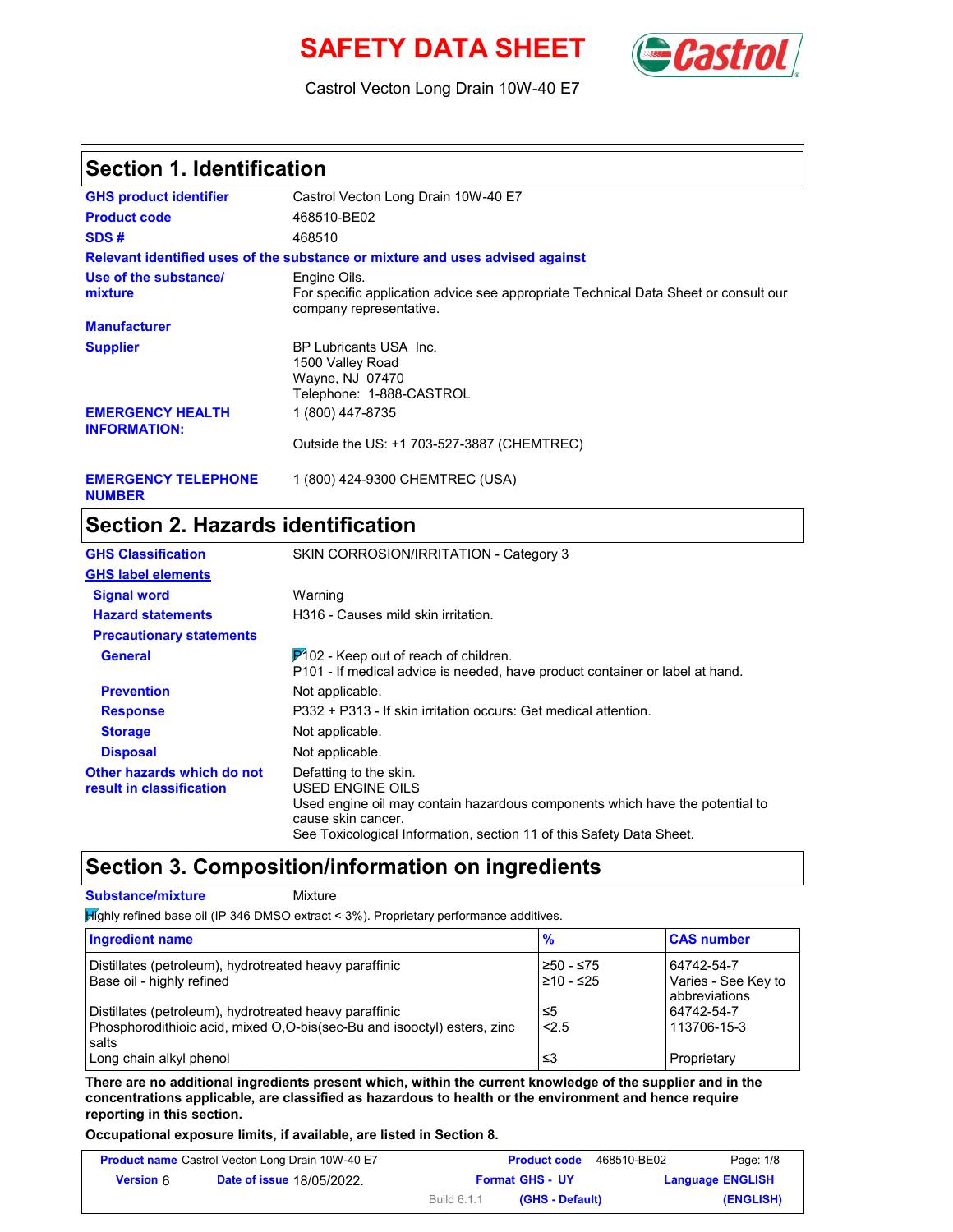# SAFETY DATA SHEET

Castrol Vecton Long Drain 10W-40 E7

## Section 1. Identification

| | |
|---|---|
| **GHS product identifier** | Castrol Vecton Long Drain 10W-40 E7 |
| **Product code** | 468510-BE02 |
| **SDS #** | 468510 |

**Relevant identified uses of the substance or mixture and uses advised against**

| | |
|---|---|
| **Use of the substance/ mixture** | Engine Oils.<br>For specific application advice see appropriate Technical Data Sheet or consult our company representative. |
| **Manufacturer** | |
| **Supplier** | BP Lubricants USA Inc.<br>1500 Valley Road<br>Wayne, NJ 07470<br>Telephone: 1-888-CASTROL |
| **EMERGENCY HEALTH INFORMATION:** | 1 (800) 447-8735<br><br>Outside the US: +1 703-527-3887 (CHEMTREC) |
| **EMERGENCY TELEPHONE NUMBER** | 1 (800) 424-9300 CHEMTREC (USA) |

## Section 2. Hazards identification

| | |
|---|---|
| **GHS Classification** | SKIN CORROSION/IRRITATION - Category 3 |
| **GHS label elements** | |
| **Signal word** | Warning |
| **Hazard statements** | H316 - Causes mild skin irritation. |
| **Precautionary statements** | |
| **General** | P102 - Keep out of reach of children.<br>P101 - If medical advice is needed, have product container or label at hand. |
| **Prevention** | Not applicable. |
| **Response** | P332 + P313 - If skin irritation occurs: Get medical attention. |
| **Storage** | Not applicable. |
| **Disposal** | Not applicable. |
| **Other hazards which do not result in classification** | Defatting to the skin.<br>USED ENGINE OILS<br>Used engine oil may contain hazardous components which have the potential to cause skin cancer.<br>See Toxicological Information, section 11 of this Safety Data Sheet. |

## Section 3. Composition/information on ingredients

**Substance/mixture** Mixture

Highly refined base oil (IP 346 DMSO extract < 3%). Proprietary performance additives.

| Ingredient name | % | CAS number |
|---|---|---|
| Distillates (petroleum), hydrotreated heavy paraffinic | ≥50 - ≤75 | 64742-54-7 |
| Base oil - highly refined | ≥10 - ≤25 | Varies - See Key to abbreviations |
| Distillates (petroleum), hydrotreated heavy paraffinic | ≤5 | 64742-54-7 |
| Phosphorodithioic acid, mixed O,O-bis(sec-Bu and isooctyl) esters, zinc salts | <2.5 | 113706-15-3 |
| Long chain alkyl phenol | ≤3 | Proprietary |

**There are no additional ingredients present which, within the current knowledge of the supplier and in the concentrations applicable, are classified as hazardous to health or the environment and hence require reporting in this section.**

**Occupational exposure limits, if available, are listed in Section 8.**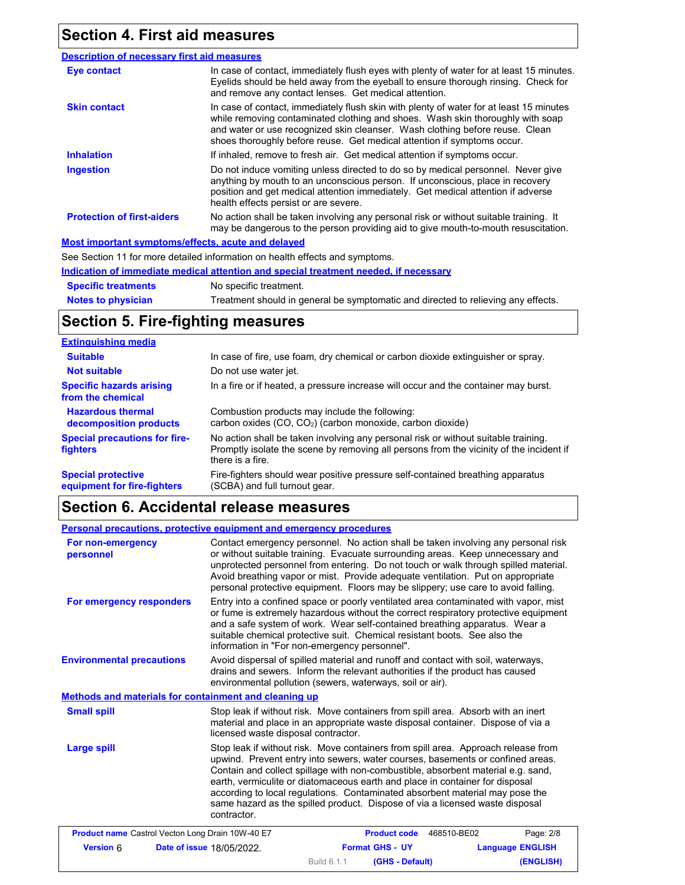## Section 4. First aid measures

### Description of necessary first aid measures

| | |
|---|---|
| **Eye contact** | In case of contact, immediately flush eyes with plenty of water for at least 15 minutes. Eyelids should be held away from the eyeball to ensure thorough rinsing. Check for and remove any contact lenses. Get medical attention. |
| **Skin contact** | In case of contact, immediately flush skin with plenty of water for at least 15 minutes while removing contaminated clothing and shoes. Wash skin thoroughly with soap and water or use recognized skin cleanser. Wash clothing before reuse. Clean shoes thoroughly before reuse. Get medical attention if symptoms occur. |
| **Inhalation** | If inhaled, remove to fresh air. Get medical attention if symptoms occur. |
| **Ingestion** | Do not induce vomiting unless directed to do so by medical personnel. Never give anything by mouth to an unconscious person. If unconscious, place in recovery position and get medical attention immediately. Get medical attention if adverse health effects persist or are severe. |
| **Protection of first-aiders** | No action shall be taken involving any personal risk or without suitable training. It may be dangerous to the person providing aid to give mouth-to-mouth resuscitation. |

### Most important symptoms/effects, acute and delayed

See Section 11 for more detailed information on health effects and symptoms.

### Indication of immediate medical attention and special treatment needed, if necessary

| | |
|---|---|
| **Specific treatments** | No specific treatment. |
| **Notes to physician** | Treatment should in general be symptomatic and directed to relieving any effects. |

## Section 5. Fire-fighting measures

### Extinguishing media

| | |
|---|---|
| **Suitable** | In case of fire, use foam, dry chemical or carbon dioxide extinguisher or spray. |
| **Not suitable** | Do not use water jet. |
| **Specific hazards arising from the chemical** | In a fire or if heated, a pressure increase will occur and the container may burst. |
| **Hazardous thermal decomposition products** | Combustion products may include the following: carbon oxides (CO, $CO_2$) (carbon monoxide, carbon dioxide) |
| **Special precautions for fire-fighters** | No action shall be taken involving any personal risk or without suitable training. Promptly isolate the scene by removing all persons from the vicinity of the incident if there is a fire. |
| **Special protective equipment for fire-fighters** | Fire-fighters should wear positive pressure self-contained breathing apparatus (SCBA) and full turnout gear. |

## Section 6. Accidental release measures

### Personal precautions, protective equipment and emergency procedures

| | |
|---|---|
| **For non-emergency personnel** | Contact emergency personnel. No action shall be taken involving any personal risk or without suitable training. Evacuate surrounding areas. Keep unnecessary and unprotected personnel from entering. Do not touch or walk through spilled material. Avoid breathing vapor or mist. Provide adequate ventilation. Put on appropriate personal protective equipment. Floors may be slippery; use care to avoid falling. |
| **For emergency responders** | Entry into a confined space or poorly ventilated area contaminated with vapor, mist or fume is extremely hazardous without the correct respiratory protective equipment and a safe system of work. Wear self-contained breathing apparatus. Wear a suitable chemical protective suit. Chemical resistant boots. See also the information in "For non-emergency personnel". |
| **Environmental precautions** | Avoid dispersal of spilled material and runoff and contact with soil, waterways, drains and sewers. Inform the relevant authorities if the product has caused environmental pollution (sewers, waterways, soil or air). |

### Methods and materials for containment and cleaning up

| | |
|---|---|
| **Small spill** | Stop leak if without risk. Move containers from spill area. Absorb with an inert material and place in an appropriate waste disposal container. Dispose of via a licensed waste disposal contractor. |
| **Large spill** | Stop leak if without risk. Move containers from spill area. Approach release from upwind. Prevent entry into sewers, water courses, basements or confined areas. Contain and collect spillage with non-combustible, absorbent material e.g. sand, earth, vermiculite or diatomaceous earth and place in container for disposal according to local regulations. Contaminated absorbent material may pose the same hazard as the spilled product. Dispose of via a licensed waste disposal contractor. |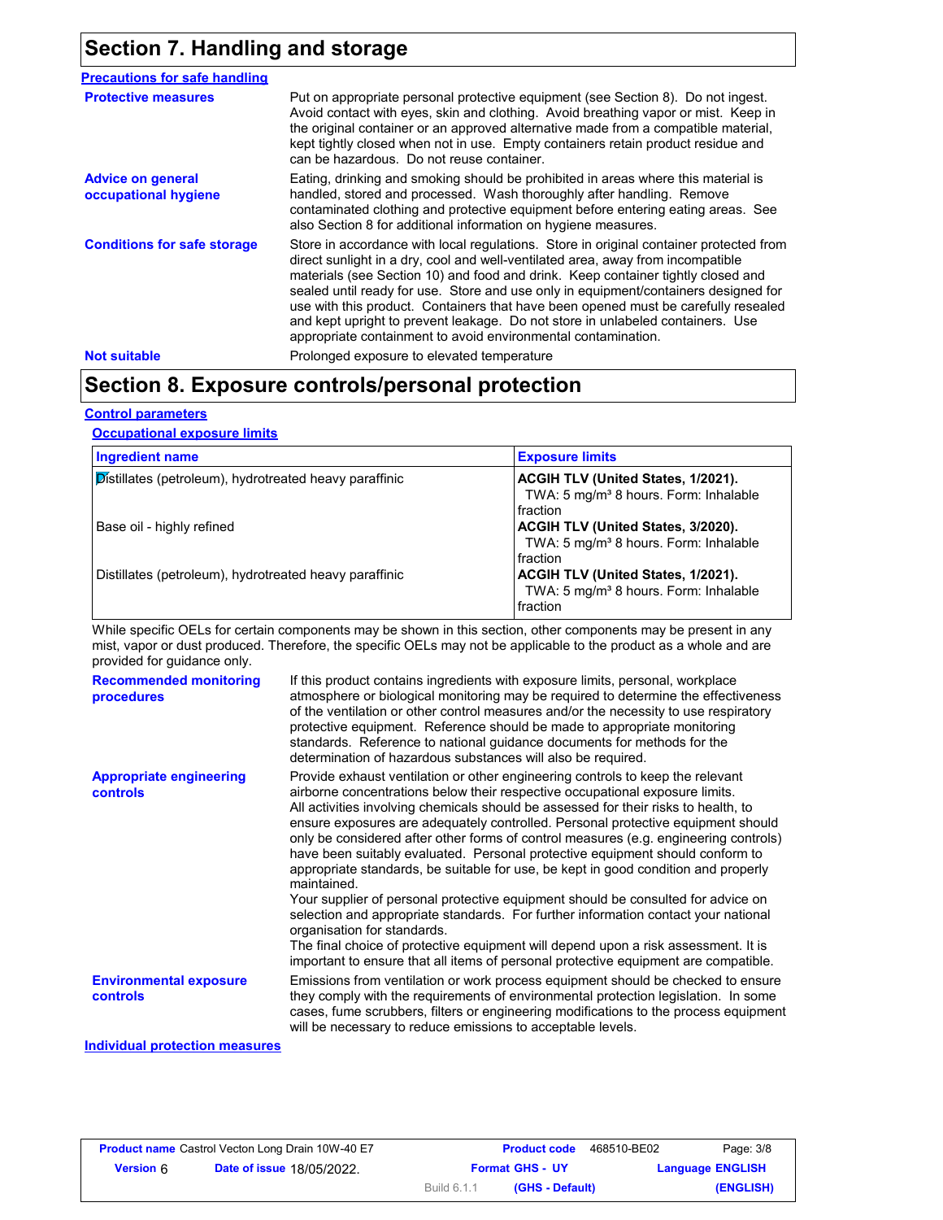# Section 7. Handling and storage

**Precautions for safe handling**

| | |
|---|---|
| **Protective measures** | Put on appropriate personal protective equipment (see Section 8). Do not ingest. Avoid contact with eyes, skin and clothing. Avoid breathing vapor or mist. Keep in the original container or an approved alternative made from a compatible material, kept tightly closed when not in use. Empty containers retain product residue and can be hazardous. Do not reuse container. |
| **Advice on general occupational hygiene** | Eating, drinking and smoking should be prohibited in areas where this material is handled, stored and processed. Wash thoroughly after handling. Remove contaminated clothing and protective equipment before entering eating areas. See also Section 8 for additional information on hygiene measures. |
| **Conditions for safe storage** | Store in accordance with local regulations. Store in original container protected from direct sunlight in a dry, cool and well-ventilated area, away from incompatible materials (see Section 10) and food and drink. Keep container tightly closed and sealed until ready for use. Store and use only in equipment/containers designed for use with this product. Containers that have been opened must be carefully resealed and kept upright to prevent leakage. Do not store in unlabeled containers. Use appropriate containment to avoid environmental contamination. |
| **Not suitable** | Prolonged exposure to elevated temperature |

# Section 8. Exposure controls/personal protection

**Control parameters**

**Occupational exposure limits**

| Ingredient name | Exposure limits |
|---|---|
| Distillates (petroleum), hydrotreated heavy paraffinic | **ACGIH TLV (United States, 1/2021).** TWA: 5 mg/m³ 8 hours. Form: Inhalable fraction |
| Base oil - highly refined | **ACGIH TLV (United States, 3/2020).** TWA: 5 mg/m³ 8 hours. Form: Inhalable fraction |
| Distillates (petroleum), hydrotreated heavy paraffinic | **ACGIH TLV (United States, 1/2021).** TWA: 5 mg/m³ 8 hours. Form: Inhalable fraction |

While specific OELs for certain components may be shown in this section, other components may be present in any mist, vapor or dust produced. Therefore, the specific OELs may not be applicable to the product as a whole and are provided for guidance only.

| | |
|---|---|
| **Recommended monitoring procedures** | If this product contains ingredients with exposure limits, personal, workplace atmosphere or biological monitoring may be required to determine the effectiveness of the ventilation or other control measures and/or the necessity to use respiratory protective equipment. Reference should be made to appropriate monitoring standards. Reference to national guidance documents for methods for the determination of hazardous substances will also be required. |
| **Appropriate engineering controls** | Provide exhaust ventilation or other engineering controls to keep the relevant airborne concentrations below their respective occupational exposure limits. All activities involving chemicals should be assessed for their risks to health, to ensure exposures are adequately controlled. Personal protective equipment should only be considered after other forms of control measures (e.g. engineering controls) have been suitably evaluated. Personal protective equipment should conform to appropriate standards, be suitable for use, be kept in good condition and properly maintained. Your supplier of personal protective equipment should be consulted for advice on selection and appropriate standards. For further information contact your national organisation for standards. The final choice of protective equipment will depend upon a risk assessment. It is important to ensure that all items of personal protective equipment are compatible. |
| **Environmental exposure controls** | Emissions from ventilation or work process equipment should be checked to ensure they comply with the requirements of environmental protection legislation. In some cases, fume scrubbers, filters or engineering modifications to the process equipment will be necessary to reduce emissions to acceptable levels. |

**Individual protection measures**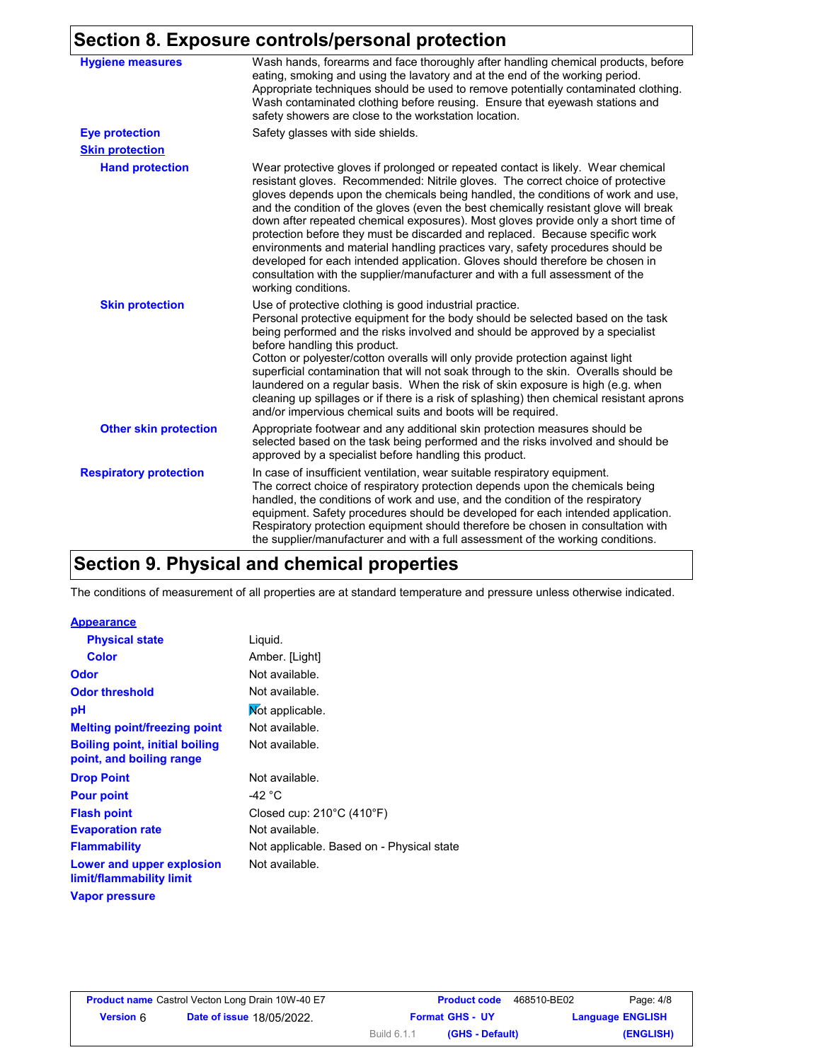## Section 8. Exposure controls/personal protection

| | |
|---|---|
| **Hygiene measures** | Wash hands, forearms and face thoroughly after handling chemical products, before eating, smoking and using the lavatory and at the end of the working period. Appropriate techniques should be used to remove potentially contaminated clothing. Wash contaminated clothing before reusing. Ensure that eyewash stations and safety showers are close to the workstation location. |
| **Eye protection** | Safety glasses with side shields. |
| **Skin protection** | |
| **Hand protection** | Wear protective gloves if prolonged or repeated contact is likely. Wear chemical resistant gloves. Recommended: Nitrile gloves. The correct choice of protective gloves depends upon the chemicals being handled, the conditions of work and use, and the condition of the gloves (even the best chemically resistant glove will break down after repeated chemical exposures). Most gloves provide only a short time of protection before they must be discarded and replaced. Because specific work environments and material handling practices vary, safety procedures should be developed for each intended application. Gloves should therefore be chosen in consultation with the supplier/manufacturer and with a full assessment of the working conditions. |
| **Skin protection** | Use of protective clothing is good industrial practice. Personal protective equipment for the body should be selected based on the task being performed and the risks involved and should be approved by a specialist before handling this product. Cotton or polyester/cotton overalls will only provide protection against light superficial contamination that will not soak through to the skin. Overalls should be laundered on a regular basis. When the risk of skin exposure is high (e.g. when cleaning up spillages or if there is a risk of splashing) then chemical resistant aprons and/or impervious chemical suits and boots will be required. |
| **Other skin protection** | Appropriate footwear and any additional skin protection measures should be selected based on the task being performed and the risks involved and should be approved by a specialist before handling this product. |
| **Respiratory protection** | In case of insufficient ventilation, wear suitable respiratory equipment. The correct choice of respiratory protection depends upon the chemicals being handled, the conditions of work and use, and the condition of the respiratory equipment. Safety procedures should be developed for each intended application. Respiratory protection equipment should therefore be chosen in consultation with the supplier/manufacturer and with a full assessment of the working conditions. |

## Section 9. Physical and chemical properties

The conditions of measurement of all properties are at standard temperature and pressure unless otherwise indicated.

| | |
|---|---|
| **Appearance** | |
| **Physical state** | Liquid. |
| **Color** | Amber. [Light] |
| **Odor** | Not available. |
| **Odor threshold** | Not available. |
| **pH** | Not applicable. |
| **Melting point/freezing point** | Not available. |
| **Boiling point, initial boiling point, and boiling range** | Not available. |
| **Drop Point** | Not available. |
| **Pour point** | -42 °C |
| **Flash point** | Closed cup: 210°C (410°F) |
| **Evaporation rate** | Not available. |
| **Flammability** | Not applicable. Based on - Physical state |
| **Lower and upper explosion limit/flammability limit** | Not available. |
| **Vapor pressure** | |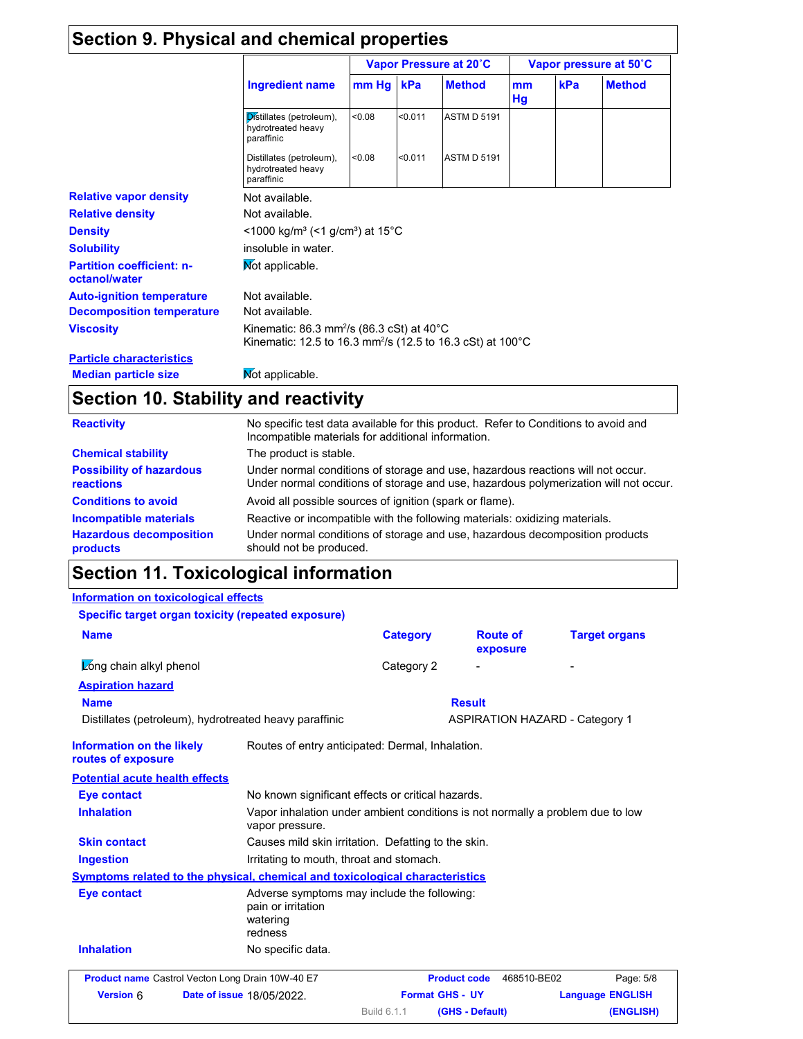## Section 9. Physical and chemical properties

| Ingredient name | Vapor Pressure at 20˚C | | | Vapor pressure at 50˚C | | |
|---|---|---|---|---|---|---|
| | mm Hg | kPa | Method | mm Hg | kPa | Method |
| Distillates (petroleum), hydrotreated heavy paraffinic | <0.08 | <0.011 | ASTM D 5191 | | | |
| Distillates (petroleum), hydrotreated heavy paraffinic | <0.08 | <0.011 | ASTM D 5191 | | | |

**Relative vapor density** Not available.

**Relative density** Not available.

**Density** <1000 kg/m³ (<1 g/cm³) at 15°C

**Solubility** insoluble in water.

**Partition coefficient: n-octanol/water** Not applicable.

**Auto-ignition temperature** Not available.

**Decomposition temperature** Not available.

**Viscosity** Kinematic: 86.3 mm²/s (86.3 cSt) at 40°C
Kinematic: 12.5 to 16.3 mm²/s (12.5 to 16.3 cSt) at 100°C

**Particle characteristics**

**Median particle size** Not applicable.

## Section 10. Stability and reactivity

**Reactivity** No specific test data available for this product. Refer to Conditions to avoid and Incompatible materials for additional information.

**Chemical stability** The product is stable.

**Possibility of hazardous reactions** Under normal conditions of storage and use, hazardous reactions will not occur.
Under normal conditions of storage and use, hazardous polymerization will not occur.

**Conditions to avoid** Avoid all possible sources of ignition (spark or flame).

**Incompatible materials** Reactive or incompatible with the following materials: oxidizing materials.

**Hazardous decomposition products** Under normal conditions of storage and use, hazardous decomposition products should not be produced.

## Section 11. Toxicological information

**Information on toxicological effects**

**Specific target organ toxicity (repeated exposure)**

| Name | Category | Route of exposure | Target organs |
|---|---|---|---|
| Long chain alkyl phenol | Category 2 | - | - |

**Aspiration hazard**

| Name | Result |
|---|---|
| Distillates (petroleum), hydrotreated heavy paraffinic | ASPIRATION HAZARD - Category 1 |

**Information on the likely routes of exposure** Routes of entry anticipated: Dermal, Inhalation.

**Potential acute health effects**

**Eye contact** No known significant effects or critical hazards.

**Inhalation** Vapor inhalation under ambient conditions is not normally a problem due to low vapor pressure.

**Skin contact** Causes mild skin irritation. Defatting to the skin.

**Ingestion** Irritating to mouth, throat and stomach.

**Symptoms related to the physical, chemical and toxicological characteristics**

**Eye contact** Adverse symptoms may include the following:
pain or irritation
watering
redness

**Inhalation** No specific data.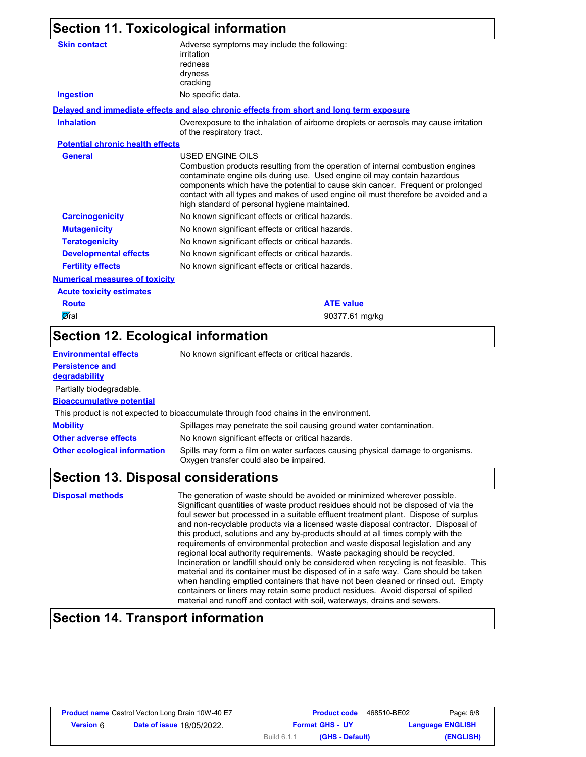## Section 11. Toxicological information

**Skin contact** — Adverse symptoms may include the following:
irritation
redness
dryness
cracking

**Ingestion** — No specific data.

**Delayed and immediate effects and also chronic effects from short and long term exposure**

**Inhalation** — Overexposure to the inhalation of airborne droplets or aerosols may cause irritation of the respiratory tract.

**Potential chronic health effects**

**General** — USED ENGINE OILS
Combustion products resulting from the operation of internal combustion engines contaminate engine oils during use. Used engine oil may contain hazardous components which have the potential to cause skin cancer. Frequent or prolonged contact with all types and makes of used engine oil must therefore be avoided and a high standard of personal hygiene maintained.

**Carcinogenicity** — No known significant effects or critical hazards.

**Mutagenicity** — No known significant effects or critical hazards.

**Teratogenicity** — No known significant effects or critical hazards.

**Developmental effects** — No known significant effects or critical hazards.

**Fertility effects** — No known significant effects or critical hazards.

**Numerical measures of toxicity**

**Acute toxicity estimates**

| Route | ATE value |
|---|---|
| Oral | 90377.61 mg/kg |

## Section 12. Ecological information

**Environmental effects** — No known significant effects or critical hazards.

**Persistence and degradability**

Partially biodegradable.

**Bioaccumulative potential**

This product is not expected to bioaccumulate through food chains in the environment.

**Mobility** — Spillages may penetrate the soil causing ground water contamination.

**Other adverse effects** — No known significant effects or critical hazards.

**Other ecological information** — Spills may form a film on water surfaces causing physical damage to organisms. Oxygen transfer could also be impaired.

## Section 13. Disposal considerations

**Disposal methods** — The generation of waste should be avoided or minimized wherever possible. Significant quantities of waste product residues should not be disposed of via the foul sewer but processed in a suitable effluent treatment plant. Dispose of surplus and non-recyclable products via a licensed waste disposal contractor. Disposal of this product, solutions and any by-products should at all times comply with the requirements of environmental protection and waste disposal legislation and any regional local authority requirements. Waste packaging should be recycled. Incineration or landfill should only be considered when recycling is not feasible. This material and its container must be disposed of in a safe way. Care should be taken when handling emptied containers that have not been cleaned or rinsed out. Empty containers or liners may retain some product residues. Avoid dispersal of spilled material and runoff and contact with soil, waterways, drains and sewers.

## Section 14. Transport information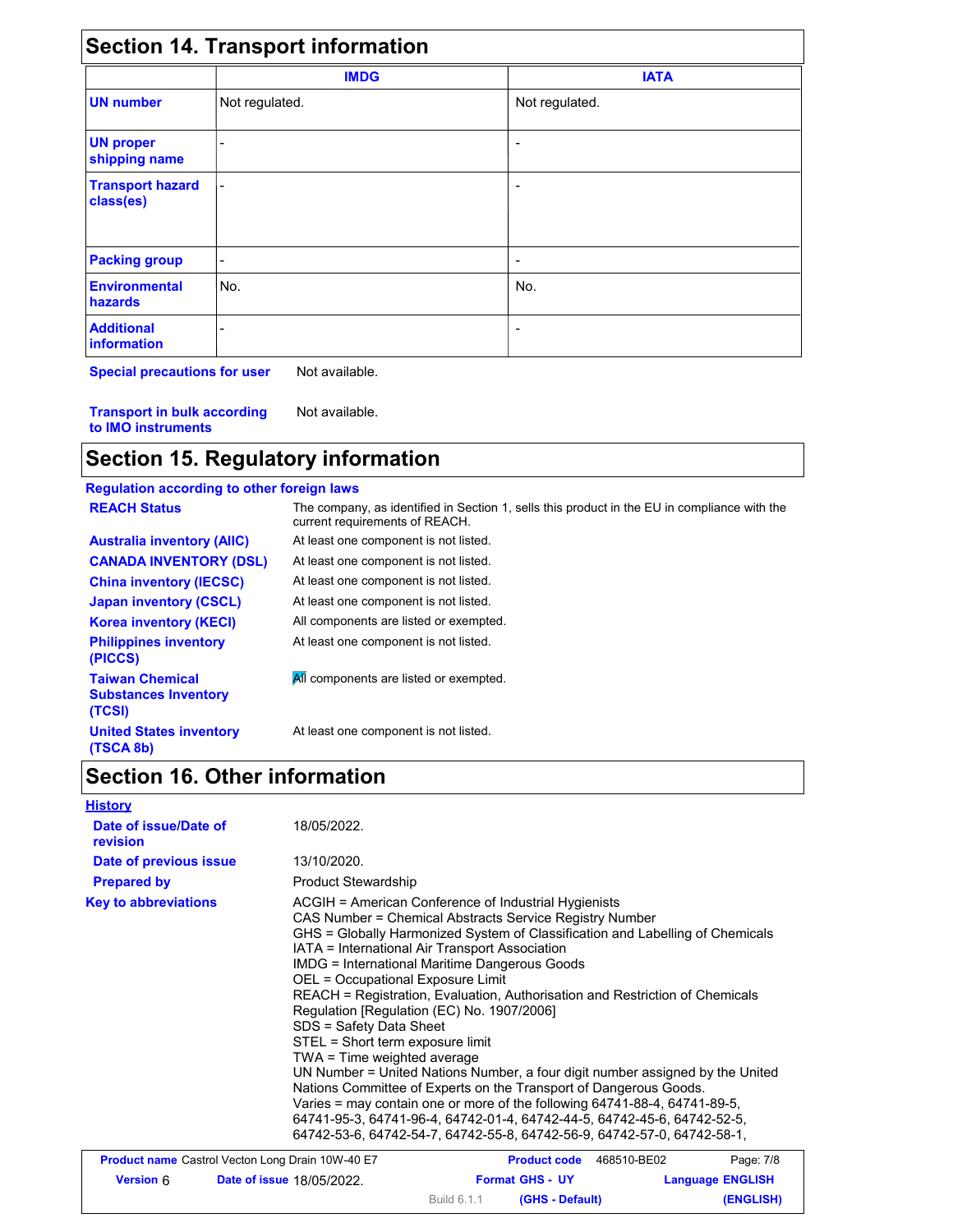## Section 14. Transport information

| | IMDG | IATA |
|---|---|---|
| **UN number** | Not regulated. | Not regulated. |
| **UN proper shipping name** | - | - |
| **Transport hazard class(es)** | - | - |
| **Packing group** | - | - |
| **Environmental hazards** | No. | No. |
| **Additional information** | - | - |

**Special precautions for user** Not available.

**Transport in bulk according to IMO instruments** Not available.

## Section 15. Regulatory information

**Regulation according to other foreign laws**

| | |
|---|---|
| **REACH Status** | The company, as identified in Section 1, sells this product in the EU in compliance with the current requirements of REACH. |
| **Australia inventory (AIIC)** | At least one component is not listed. |
| **CANADA INVENTORY (DSL)** | At least one component is not listed. |
| **China inventory (IECSC)** | At least one component is not listed. |
| **Japan inventory (CSCL)** | At least one component is not listed. |
| **Korea inventory (KECI)** | All components are listed or exempted. |
| **Philippines inventory (PICCS)** | At least one component is not listed. |
| **Taiwan Chemical Substances Inventory (TCSI)** | All components are listed or exempted. |
| **United States inventory (TSCA 8b)** | At least one component is not listed. |

## Section 16. Other information

**History**

| | |
|---|---|
| **Date of issue/Date of revision** | 18/05/2022. |
| **Date of previous issue** | 13/10/2020. |
| **Prepared by** | Product Stewardship |

**Key to abbreviations**

ACGIH = American Conference of Industrial Hygienists
CAS Number = Chemical Abstracts Service Registry Number
GHS = Globally Harmonized System of Classification and Labelling of Chemicals
IATA = International Air Transport Association
IMDG = International Maritime Dangerous Goods
OEL = Occupational Exposure Limit
REACH = Registration, Evaluation, Authorisation and Restriction of Chemicals Regulation [Regulation (EC) No. 1907/2006]
SDS = Safety Data Sheet
STEL = Short term exposure limit
TWA = Time weighted average
UN Number = United Nations Number, a four digit number assigned by the United Nations Committee of Experts on the Transport of Dangerous Goods.
Varies = may contain one or more of the following 64741-88-4, 64741-89-5, 64741-95-3, 64741-96-4, 64742-01-4, 64742-44-5, 64742-45-6, 64742-52-5, 64742-53-6, 64742-54-7, 64742-55-8, 64742-56-9, 64742-57-0, 64742-58-1,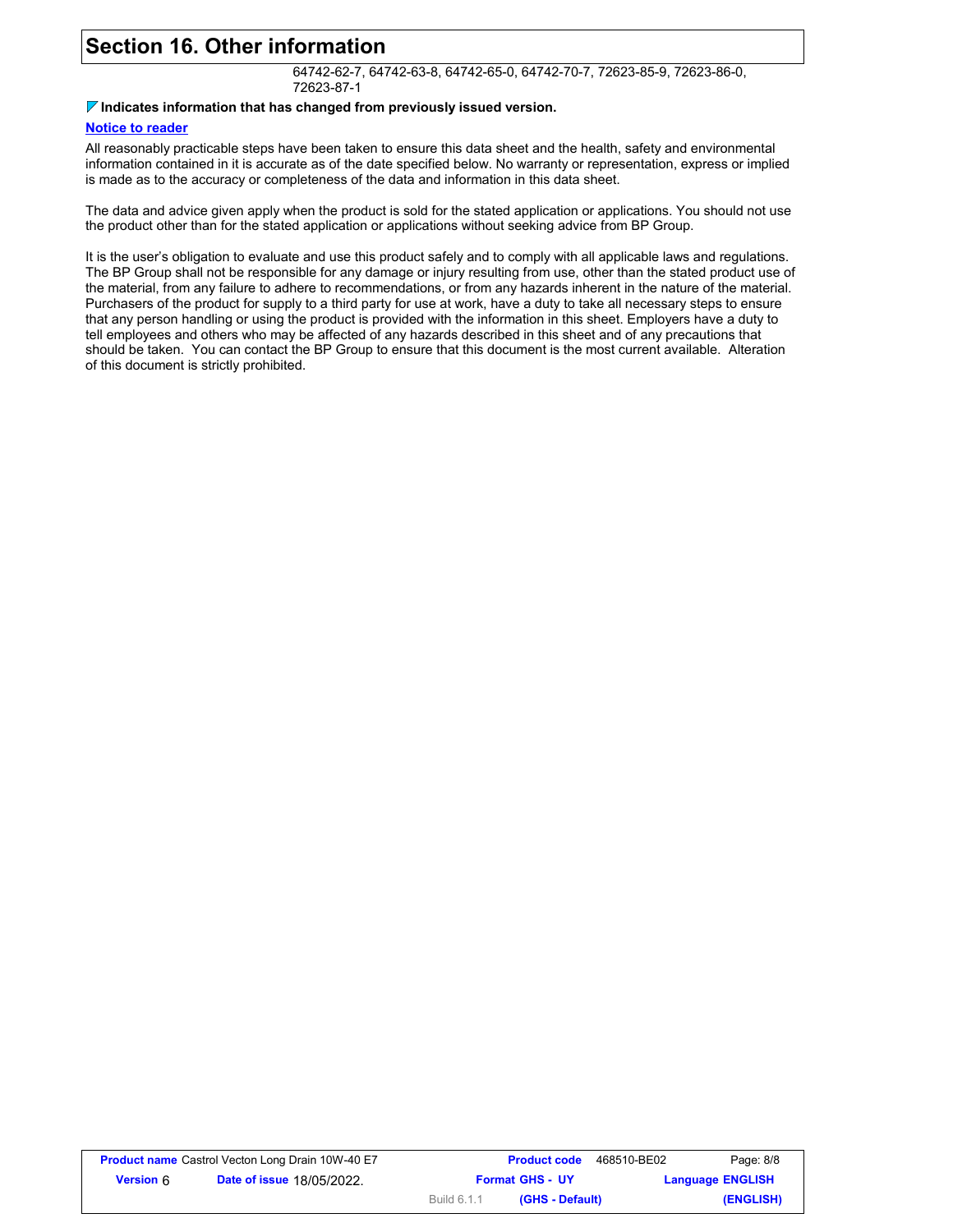# Section 16. Other information

64742-62-7, 64742-63-8, 64742-65-0, 64742-70-7, 72623-85-9, 72623-86-0, 72623-87-1

**Indicates information that has changed from previously issued version.**

**Notice to reader**

All reasonably practicable steps have been taken to ensure this data sheet and the health, safety and environmental information contained in it is accurate as of the date specified below. No warranty or representation, express or implied is made as to the accuracy or completeness of the data and information in this data sheet.

The data and advice given apply when the product is sold for the stated application or applications. You should not use the product other than for the stated application or applications without seeking advice from BP Group.

It is the user's obligation to evaluate and use this product safely and to comply with all applicable laws and regulations. The BP Group shall not be responsible for any damage or injury resulting from use, other than the stated product use of the material, from any failure to adhere to recommendations, or from any hazards inherent in the nature of the material. Purchasers of the product for supply to a third party for use at work, have a duty to take all necessary steps to ensure that any person handling or using the product is provided with the information in this sheet. Employers have a duty to tell employees and others who may be affected of any hazards described in this sheet and of any precautions that should be taken. You can contact the BP Group to ensure that this document is the most current available. Alteration of this document is strictly prohibited.